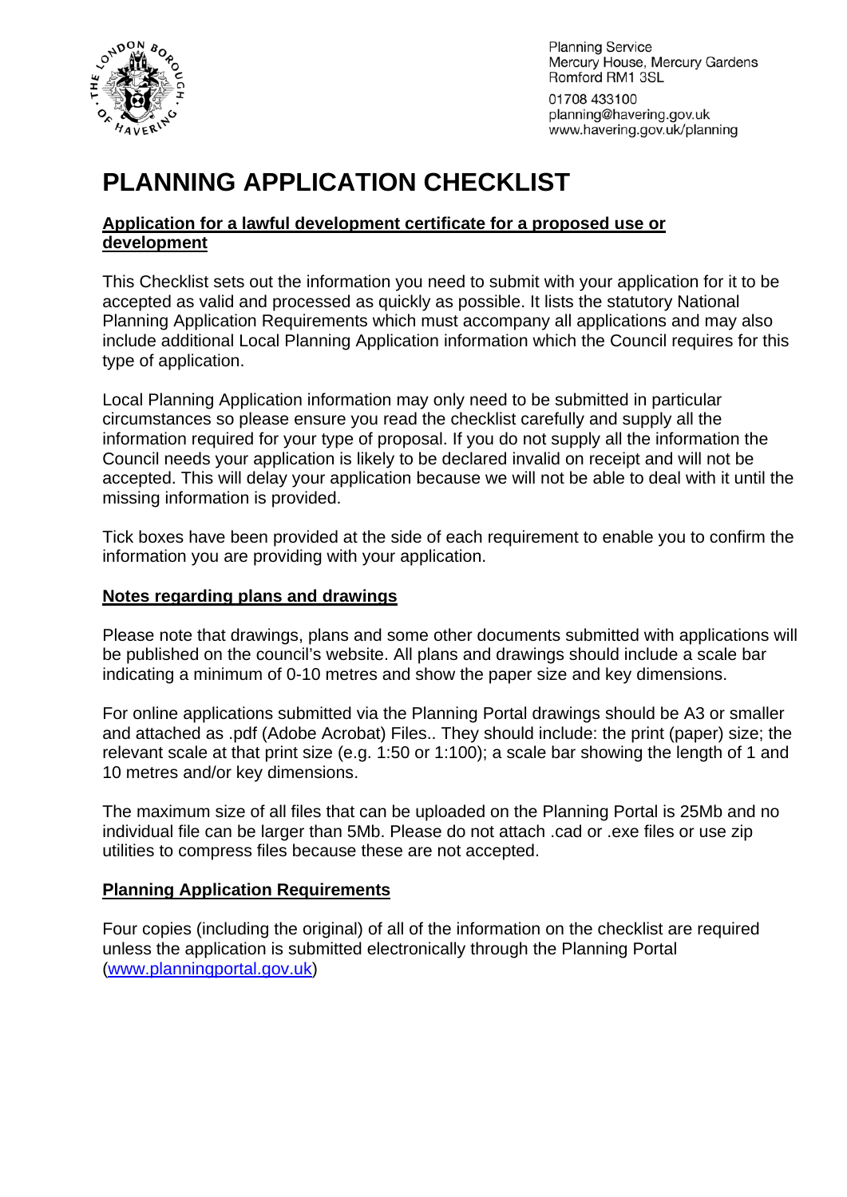Planning Service
Mercury House, Mercury Gardens
Romford RM1 3SL

01708 433100
planning@havering.gov.uk
www.havering.gov.uk/planning

# PLANNING APPLICATION CHECKLIST

## Application for a lawful development certificate for a proposed use or development

This Checklist sets out the information you need to submit with your application for it to be accepted as valid and processed as quickly as possible. It lists the statutory National Planning Application Requirements which must accompany all applications and may also include additional Local Planning Application information which the Council requires for this type of application.

Local Planning Application information may only need to be submitted in particular circumstances so please ensure you read the checklist carefully and supply all the information required for your type of proposal. If you do not supply all the information the Council needs your application is likely to be declared invalid on receipt and will not be accepted. This will delay your application because we will not be able to deal with it until the missing information is provided.

Tick boxes have been provided at the side of each requirement to enable you to confirm the information you are providing with your application.

### Notes regarding plans and drawings

Please note that drawings, plans and some other documents submitted with applications will be published on the council's website. All plans and drawings should include a scale bar indicating a minimum of 0-10 metres and show the paper size and key dimensions.

For online applications submitted via the Planning Portal drawings should be A3 or smaller and attached as .pdf (Adobe Acrobat) Files.. They should include: the print (paper) size; the relevant scale at that print size (e.g. 1:50 or 1:100); a scale bar showing the length of 1 and 10 metres and/or key dimensions.

The maximum size of all files that can be uploaded on the Planning Portal is 25Mb and no individual file can be larger than 5Mb. Please do not attach .cad or .exe files or use zip utilities to compress files because these are not accepted.

### Planning Application Requirements

Four copies (including the original) of all of the information on the checklist are required unless the application is submitted electronically through the Planning Portal (www.planningportal.gov.uk)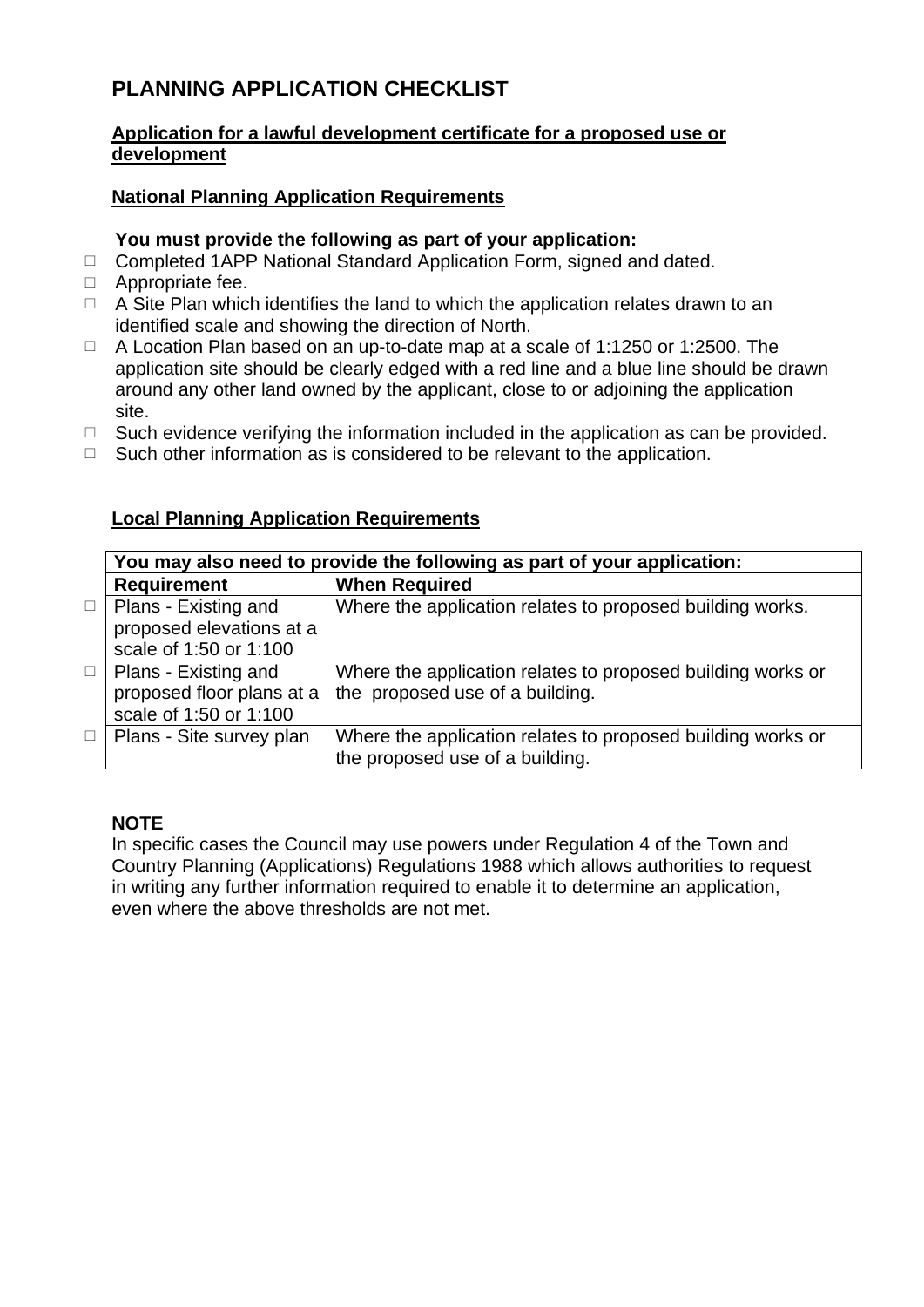# PLANNING APPLICATION CHECKLIST

**Application for a lawful development certificate for a proposed use or development**

**National Planning Application Requirements**

**You must provide the following as part of your application:**

- ☐ Completed 1APP National Standard Application Form, signed and dated.
- ☐ Appropriate fee.
- ☐ A Site Plan which identifies the land to which the application relates drawn to an identified scale and showing the direction of North.
- ☐ A Location Plan based on an up-to-date map at a scale of 1:1250 or 1:2500. The application site should be clearly edged with a red line and a blue line should be drawn around any other land owned by the applicant, close to or adjoining the application site.
- ☐ Such evidence verifying the information included in the application as can be provided.
- ☐ Such other information as is considered to be relevant to the application.

**Local Planning Application Requirements**

| | **You may also need to provide the following as part of your application:** | |
|---|---|---|
| | **Requirement** | **When Required** |
| ☐ | Plans - Existing and proposed elevations at a scale of 1:50 or 1:100 | Where the application relates to proposed building works. |
| ☐ | Plans - Existing and proposed floor plans at a scale of 1:50 or 1:100 | Where the application relates to proposed building works or the proposed use of a building. |
| ☐ | Plans - Site survey plan | Where the application relates to proposed building works or the proposed use of a building. |

**NOTE**

In specific cases the Council may use powers under Regulation 4 of the Town and Country Planning (Applications) Regulations 1988 which allows authorities to request in writing any further information required to enable it to determine an application, even where the above thresholds are not met.